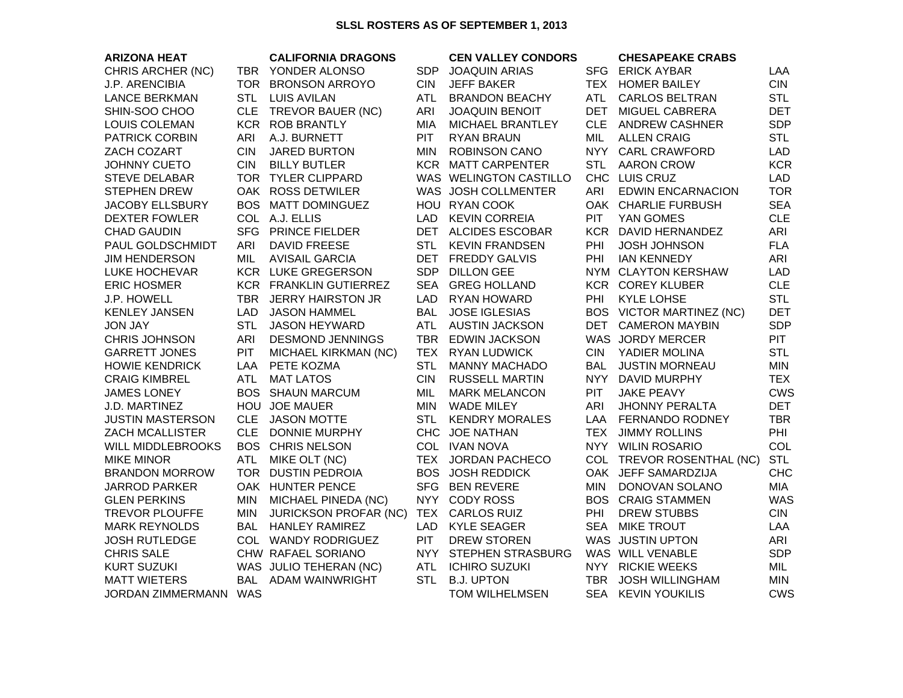# SLSL ROSTERS AS OF SEPTEMBER 1, 2013

| ARIZONA HEAT | | CALIFORNIA DRAGONS | | CEN VALLEY CONDORS | | CHESAPEAKE CRABS | |
|---|---|---|---|---|---|---|---|
| CHRIS ARCHER (NC) | TBR | YONDER ALONSO | SDP | JOAQUIN ARIAS | SFG | ERICK AYBAR | LAA |
| J.P. ARENCIBIA | TOR | BRONSON ARROYO | CIN | JEFF BAKER | TEX | HOMER BAILEY | CIN |
| LANCE BERKMAN | STL | LUIS AVILAN | ATL | BRANDON BEACHY | ATL | CARLOS BELTRAN | STL |
| SHIN-SOO CHOO | CLE | TREVOR BAUER (NC) | ARI | JOAQUIN BENOIT | DET | MIGUEL CABRERA | DET |
| LOUIS COLEMAN | KCR | ROB BRANTLY | MIA | MICHAEL BRANTLEY | CLE | ANDREW CASHNER | SDP |
| PATRICK CORBIN | ARI | A.J. BURNETT | PIT | RYAN BRAUN | MIL | ALLEN CRAIG | STL |
| ZACH COZART | CIN | JARED BURTON | MIN | ROBINSON CANO | NYY | CARL CRAWFORD | LAD |
| JOHNNY CUETO | CIN | BILLY BUTLER | KCR | MATT CARPENTER | STL | AARON CROW | KCR |
| STEVE DELABAR | TOR | TYLER CLIPPARD | WAS | WELINGTON CASTILLO | CHC | LUIS CRUZ | LAD |
| STEPHEN DREW | OAK | ROSS DETWILER | WAS | JOSH COLLMENTER | ARI | EDWIN ENCARNACION | TOR |
| JACOBY ELLSBURY | BOS | MATT DOMINGUEZ | HOU | RYAN COOK | OAK | CHARLIE FURBUSH | SEA |
| DEXTER FOWLER | COL | A.J. ELLIS | LAD | KEVIN CORREIA | PIT | YAN GOMES | CLE |
| CHAD GAUDIN | SFG | PRINCE FIELDER | DET | ALCIDES ESCOBAR | KCR | DAVID HERNANDEZ | ARI |
| PAUL GOLDSCHMIDT | ARI | DAVID FREESE | STL | KEVIN FRANDSEN | PHI | JOSH JOHNSON | FLA |
| JIM HENDERSON | MIL | AVISAIL GARCIA | DET | FREDDY GALVIS | PHI | IAN KENNEDY | ARI |
| LUKE HOCHEVAR | KCR | LUKE GREGERSON | SDP | DILLON GEE | NYM | CLAYTON KERSHAW | LAD |
| ERIC HOSMER | KCR | FRANKLIN GUTIERREZ | SEA | GREG HOLLAND | KCR | COREY KLUBER | CLE |
| J.P. HOWELL | TBR | JERRY HAIRSTON JR | LAD | RYAN HOWARD | PHI | KYLE LOHSE | STL |
| KENLEY JANSEN | LAD | JASON HAMMEL | BAL | JOSE IGLESIAS | BOS | VICTOR MARTINEZ (NC) | DET |
| JON JAY | STL | JASON HEYWARD | ATL | AUSTIN JACKSON | DET | CAMERON MAYBIN | SDP |
| CHRIS JOHNSON | ARI | DESMOND JENNINGS | TBR | EDWIN JACKSON | WAS | JORDY MERCER | PIT |
| GARRETT JONES | PIT | MICHAEL KIRKMAN (NC) | TEX | RYAN LUDWICK | CIN | YADIER MOLINA | STL |
| HOWIE KENDRICK | LAA | PETE KOZMA | STL | MANNY MACHADO | BAL | JUSTIN MORNEAU | MIN |
| CRAIG KIMBREL | ATL | MAT LATOS | CIN | RUSSELL MARTIN | NYY | DAVID MURPHY | TEX |
| JAMES LONEY | BOS | SHAUN MARCUM | MIL | MARK MELANCON | PIT | JAKE PEAVY | CWS |
| J.D. MARTINEZ | HOU | JOE MAUER | MIN | WADE MILEY | ARI | JHONNY PERALTA | DET |
| JUSTIN MASTERSON | CLE | JASON MOTTE | STL | KENDRY MORALES | LAA | FERNANDO RODNEY | TBR |
| ZACH MCALLISTER | CLE | DONNIE MURPHY | CHC | JOE NATHAN | TEX | JIMMY ROLLINS | PHI |
| WILL MIDDLEBROOKS | BOS | CHRIS NELSON | COL | IVAN NOVA | NYY | WILIN ROSARIO | COL |
| MIKE MINOR | ATL | MIKE OLT (NC) | TEX | JORDAN PACHECO | COL | TREVOR ROSENTHAL (NC) | STL |
| BRANDON MORROW | TOR | DUSTIN PEDROIA | BOS | JOSH REDDICK | OAK | JEFF SAMARDZIJA | CHC |
| JARROD PARKER | OAK | HUNTER PENCE | SFG | BEN REVERE | MIN | DONOVAN SOLANO | MIA |
| GLEN PERKINS | MIN | MICHAEL PINEDA (NC) | NYY | CODY ROSS | BOS | CRAIG STAMMEN | WAS |
| TREVOR PLOUFFE | MIN | JURICKSON PROFAR (NC) | TEX | CARLOS RUIZ | PHI | DREW STUBBS | CIN |
| MARK REYNOLDS | BAL | HANLEY RAMIREZ | LAD | KYLE SEAGER | SEA | MIKE TROUT | LAA |
| JOSH RUTLEDGE | COL | WANDY RODRIGUEZ | PIT | DREW STOREN | WAS | JUSTIN UPTON | ARI |
| CHRIS SALE | CHW | RAFAEL SORIANO | NYY | STEPHEN STRASBURG | WAS | WILL VENABLE | SDP |
| KURT SUZUKI | WAS | JULIO TEHERAN (NC) | ATL | ICHIRO SUZUKI | NYY | RICKIE WEEKS | MIL |
| MATT WIETERS | BAL | ADAM WAINWRIGHT | STL | B.J. UPTON | TBR | JOSH WILLINGHAM | MIN |
| JORDAN ZIMMERMANN | WAS | | | TOM WILHELMSEN | SEA | KEVIN YOUKILIS | CWS |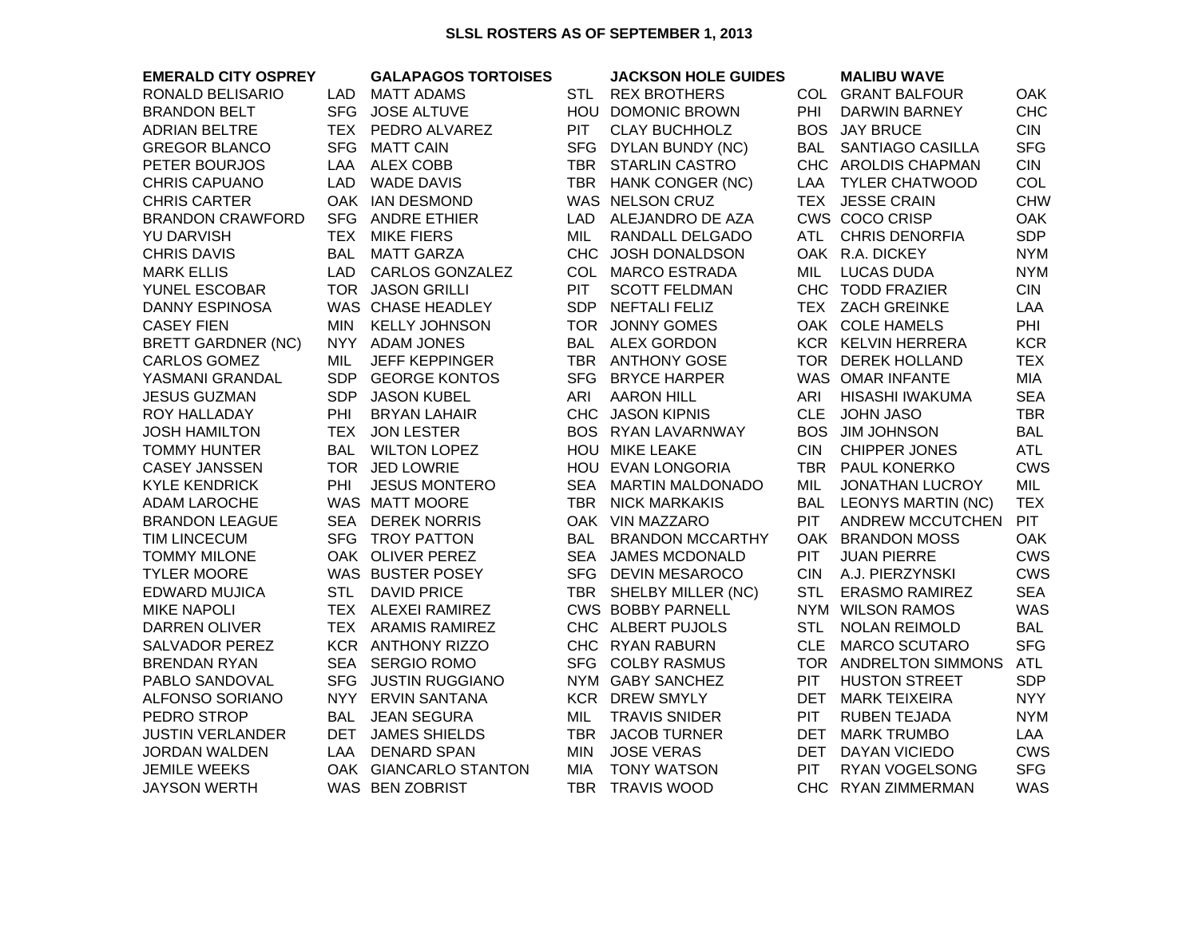## SLSL ROSTERS AS OF SEPTEMBER 1, 2013

| EMERALD CITY OSPREY | | GALAPAGOS TORTOISES | | JACKSON HOLE GUIDES | | MALIBU WAVE | |
|---|---|---|---|---|---|---|---|
| RONALD BELISARIO | LAD | MATT ADAMS | STL | REX BROTHERS | COL | GRANT BALFOUR | OAK |
| BRANDON BELT | SFG | JOSE ALTUVE | HOU | DOMONIC BROWN | PHI | DARWIN BARNEY | CHC |
| ADRIAN BELTRE | TEX | PEDRO ALVAREZ | PIT | CLAY BUCHHOLZ | BOS | JAY BRUCE | CIN |
| GREGOR BLANCO | SFG | MATT CAIN | SFG | DYLAN BUNDY (NC) | BAL | SANTIAGO CASILLA | SFG |
| PETER BOURJOS | LAA | ALEX COBB | TBR | STARLIN CASTRO | CHC | AROLDIS CHAPMAN | CIN |
| CHRIS CAPUANO | LAD | WADE DAVIS | TBR | HANK CONGER (NC) | LAA | TYLER CHATWOOD | COL |
| CHRIS CARTER | OAK | IAN DESMOND | WAS | NELSON CRUZ | TEX | JESSE CRAIN | CHW |
| BRANDON CRAWFORD | SFG | ANDRE ETHIER | LAD | ALEJANDRO DE AZA | CWS | COCO CRISP | OAK |
| YU DARVISH | TEX | MIKE FIERS | MIL | RANDALL DELGADO | ATL | CHRIS DENORFIA | SDP |
| CHRIS DAVIS | BAL | MATT GARZA | CHC | JOSH DONALDSON | OAK | R.A. DICKEY | NYM |
| MARK ELLIS | LAD | CARLOS GONZALEZ | COL | MARCO ESTRADA | MIL | LUCAS DUDA | NYM |
| YUNEL ESCOBAR | TOR | JASON GRILLI | PIT | SCOTT FELDMAN | CHC | TODD FRAZIER | CIN |
| DANNY ESPINOSA | WAS | CHASE HEADLEY | SDP | NEFTALI FELIZ | TEX | ZACH GREINKE | LAA |
| CASEY FIEN | MIN | KELLY JOHNSON | TOR | JONNY GOMES | OAK | COLE HAMELS | PHI |
| BRETT GARDNER (NC) | NYY | ADAM JONES | BAL | ALEX GORDON | KCR | KELVIN HERRERA | KCR |
| CARLOS GOMEZ | MIL | JEFF KEPPINGER | TBR | ANTHONY GOSE | TOR | DEREK HOLLAND | TEX |
| YASMANI GRANDAL | SDP | GEORGE KONTOS | SFG | BRYCE HARPER | WAS | OMAR INFANTE | MIA |
| JESUS GUZMAN | SDP | JASON KUBEL | ARI | AARON HILL | ARI | HISASHI IWAKUMA | SEA |
| ROY HALLADAY | PHI | BRYAN LAHAIR | CHC | JASON KIPNIS | CLE | JOHN JASO | TBR |
| JOSH HAMILTON | TEX | JON LESTER | BOS | RYAN LAVARNWAY | BOS | JIM JOHNSON | BAL |
| TOMMY HUNTER | BAL | WILTON LOPEZ | HOU | MIKE LEAKE | CIN | CHIPPER JONES | ATL |
| CASEY JANSSEN | TOR | JED LOWRIE | HOU | EVAN LONGORIA | TBR | PAUL KONERKO | CWS |
| KYLE KENDRICK | PHI | JESUS MONTERO | SEA | MARTIN MALDONADO | MIL | JONATHAN LUCROY | MIL |
| ADAM LAROCHE | WAS | MATT MOORE | TBR | NICK MARKAKIS | BAL | LEONYS MARTIN (NC) | TEX |
| BRANDON LEAGUE | SEA | DEREK NORRIS | OAK | VIN MAZZARO | PIT | ANDREW MCCUTCHEN | PIT |
| TIM LINCECUM | SFG | TROY PATTON | BAL | BRANDON MCCARTHY | OAK | BRANDON MOSS | OAK |
| TOMMY MILONE | OAK | OLIVER PEREZ | SEA | JAMES MCDONALD | PIT | JUAN PIERRE | CWS |
| TYLER MOORE | WAS | BUSTER POSEY | SFG | DEVIN MESAROCO | CIN | A.J. PIERZYNSKI | CWS |
| EDWARD MUJICA | STL | DAVID PRICE | TBR | SHELBY MILLER (NC) | STL | ERASMO RAMIREZ | SEA |
| MIKE NAPOLI | TEX | ALEXEI RAMIREZ | CWS | BOBBY PARNELL | NYM | WILSON RAMOS | WAS |
| DARREN OLIVER | TEX | ARAMIS RAMIREZ | CHC | ALBERT PUJOLS | STL | NOLAN REIMOLD | BAL |
| SALVADOR PEREZ | KCR | ANTHONY RIZZO | CHC | RYAN RABURN | CLE | MARCO SCUTARO | SFG |
| BRENDAN RYAN | SEA | SERGIO ROMO | SFG | COLBY RASMUS | TOR | ANDRELTON SIMMONS | ATL |
| PABLO SANDOVAL | SFG | JUSTIN RUGGIANO | NYM | GABY SANCHEZ | PIT | HUSTON STREET | SDP |
| ALFONSO SORIANO | NYY | ERVIN SANTANA | KCR | DREW SMYLY | DET | MARK TEIXEIRA | NYY |
| PEDRO STROP | BAL | JEAN SEGURA | MIL | TRAVIS SNIDER | PIT | RUBEN TEJADA | NYM |
| JUSTIN VERLANDER | DET | JAMES SHIELDS | TBR | JACOB TURNER | DET | MARK TRUMBO | LAA |
| JORDAN WALDEN | LAA | DENARD SPAN | MIN | JOSE VERAS | DET | DAYAN VICIEDO | CWS |
| JEMILE WEEKS | OAK | GIANCARLO STANTON | MIA | TONY WATSON | PIT | RYAN VOGELSONG | SFG |
| JAYSON WERTH | WAS | BEN ZOBRIST | TBR | TRAVIS WOOD | CHC | RYAN ZIMMERMAN | WAS |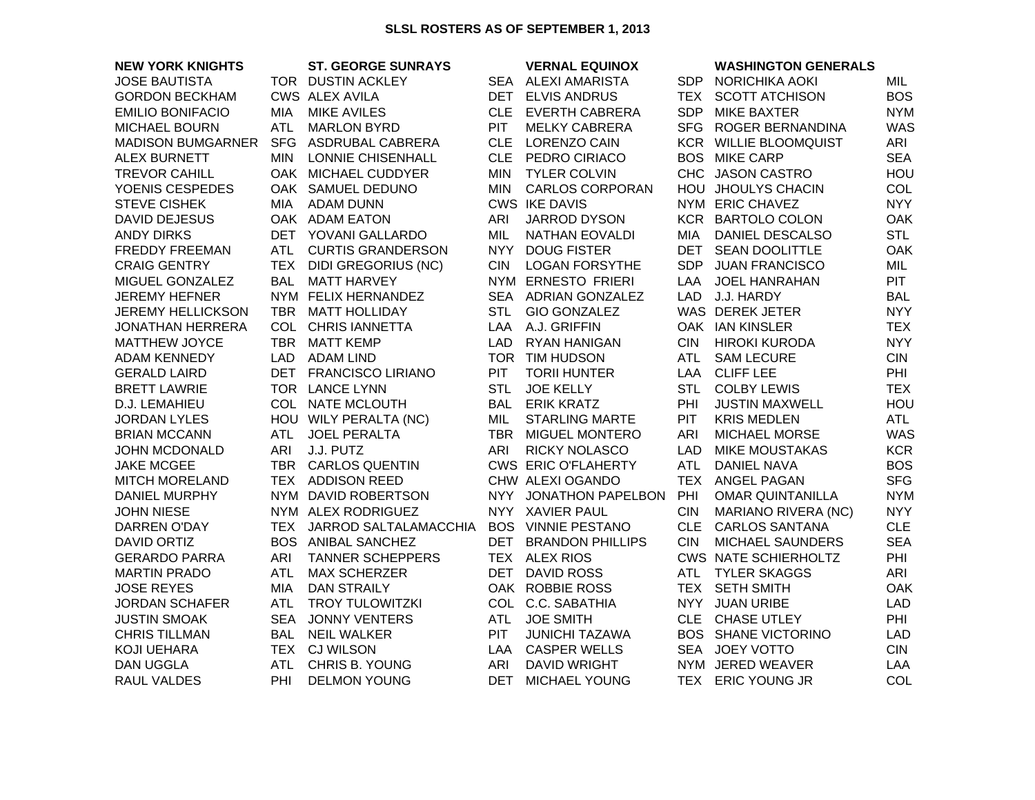# SLSL ROSTERS AS OF SEPTEMBER 1, 2013

| NEW YORK KNIGHTS | | ST. GEORGE SUNRAYS | | VERNAL EQUINOX | | WASHINGTON GENERALS | |
|---|---|---|---|---|---|---|---|
| JOSE BAUTISTA | TOR | DUSTIN ACKLEY | SEA | ALEXI AMARISTA | SDP | NORICHIKA AOKI | MIL |
| GORDON BECKHAM | CWS | ALEX AVILA | DET | ELVIS ANDRUS | TEX | SCOTT ATCHISON | BOS |
| EMILIO BONIFACIO | MIA | MIKE AVILES | CLE | EVERTH CABRERA | SDP | MIKE BAXTER | NYM |
| MICHAEL BOURN | ATL | MARLON BYRD | PIT | MELKY CABRERA | SFG | ROGER BERNANDINA | WAS |
| MADISON BUMGARNER | SFG | ASDRUBAL CABRERA | CLE | LORENZO CAIN | KCR | WILLIE BLOOMQUIST | ARI |
| ALEX BURNETT | MIN | LONNIE CHISENHALL | CLE | PEDRO CIRIACO | BOS | MIKE CARP | SEA |
| TREVOR CAHILL | OAK | MICHAEL CUDDYER | MIN | TYLER COLVIN | CHC | JASON CASTRO | HOU |
| YOENIS CESPEDES | OAK | SAMUEL DEDUNO | MIN | CARLOS CORPORAN | HOU | JHOULYS CHACIN | COL |
| STEVE CISHEK | MIA | ADAM DUNN | CWS | IKE DAVIS | NYM | ERIC CHAVEZ | NYY |
| DAVID DEJESUS | OAK | ADAM EATON | ARI | JARROD DYSON | KCR | BARTOLO COLON | OAK |
| ANDY DIRKS | DET | YOVANI GALLARDO | MIL | NATHAN EOVALDI | MIA | DANIEL DESCALSO | STL |
| FREDDY FREEMAN | ATL | CURTIS GRANDERSON | NYY | DOUG FISTER | DET | SEAN DOOLITTLE | OAK |
| CRAIG GENTRY | TEX | DIDI GREGORIUS (NC) | CIN | LOGAN FORSYTHE | SDP | JUAN FRANCISCO | MIL |
| MIGUEL GONZALEZ | BAL | MATT HARVEY | NYM | ERNESTO FRIERI | LAA | JOEL HANRAHAN | PIT |
| JEREMY HEFNER | NYM | FELIX HERNANDEZ | SEA | ADRIAN GONZALEZ | LAD | J.J. HARDY | BAL |
| JEREMY HELLICKSON | TBR | MATT HOLLIDAY | STL | GIO GONZALEZ | WAS | DEREK JETER | NYY |
| JONATHAN HERRERA | COL | CHRIS IANNETTA | LAA | A.J. GRIFFIN | OAK | IAN KINSLER | TEX |
| MATTHEW JOYCE | TBR | MATT KEMP | LAD | RYAN HANIGAN | CIN | HIROKI KURODA | NYY |
| ADAM KENNEDY | LAD | ADAM LIND | TOR | TIM HUDSON | ATL | SAM LECURE | CIN |
| GERALD LAIRD | DET | FRANCISCO LIRIANO | PIT | TORII HUNTER | LAA | CLIFF LEE | PHI |
| BRETT LAWRIE | TOR | LANCE LYNN | STL | JOE KELLY | STL | COLBY LEWIS | TEX |
| D.J. LEMAHIEU | COL | NATE MCLOUTH | BAL | ERIK KRATZ | PHI | JUSTIN MAXWELL | HOU |
| JORDAN LYLES | HOU | WILY PERALTA (NC) | MIL | STARLING MARTE | PIT | KRIS MEDLEN | ATL |
| BRIAN MCCANN | ATL | JOEL PERALTA | TBR | MIGUEL MONTERO | ARI | MICHAEL MORSE | WAS |
| JOHN MCDONALD | ARI | J.J. PUTZ | ARI | RICKY NOLASCO | LAD | MIKE MOUSTAKAS | KCR |
| JAKE MCGEE | TBR | CARLOS QUENTIN | CWS | ERIC O'FLAHERTY | ATL | DANIEL NAVA | BOS |
| MITCH MORELAND | TEX | ADDISON REED | CHW | ALEXI OGANDO | TEX | ANGEL PAGAN | SFG |
| DANIEL MURPHY | NYM | DAVID ROBERTSON | NYY | JONATHON PAPELBON | PHI | OMAR QUINTANILLA | NYM |
| JOHN NIESE | NYM | ALEX RODRIGUEZ | NYY | XAVIER PAUL | CIN | MARIANO RIVERA (NC) | NYY |
| DARREN O'DAY | TEX | JARROD SALTALAMACCHIA | BOS | VINNIE PESTANO | CLE | CARLOS SANTANA | CLE |
| DAVID ORTIZ | BOS | ANIBAL SANCHEZ | DET | BRANDON PHILLIPS | CIN | MICHAEL SAUNDERS | SEA |
| GERARDO PARRA | ARI | TANNER SCHEPPERS | TEX | ALEX RIOS | CWS | NATE SCHIERHOLTZ | PHI |
| MARTIN PRADO | ATL | MAX SCHERZER | DET | DAVID ROSS | ATL | TYLER SKAGGS | ARI |
| JOSE REYES | MIA | DAN STRAILY | OAK | ROBBIE ROSS | TEX | SETH SMITH | OAK |
| JORDAN SCHAFER | ATL | TROY TULOWITZKI | COL | C.C. SABATHIA | NYY | JUAN URIBE | LAD |
| JUSTIN SMOAK | SEA | JONNY VENTERS | ATL | JOE SMITH | CLE | CHASE UTLEY | PHI |
| CHRIS TILLMAN | BAL | NEIL WALKER | PIT | JUNICHI TAZAWA | BOS | SHANE VICTORINO | LAD |
| KOJI UEHARA | TEX | CJ WILSON | LAA | CASPER WELLS | SEA | JOEY VOTTO | CIN |
| DAN UGGLA | ATL | CHRIS B. YOUNG | ARI | DAVID WRIGHT | NYM | JERED WEAVER | LAA |
| RAUL VALDES | PHI | DELMON YOUNG | DET | MICHAEL YOUNG | TEX | ERIC YOUNG JR | COL |